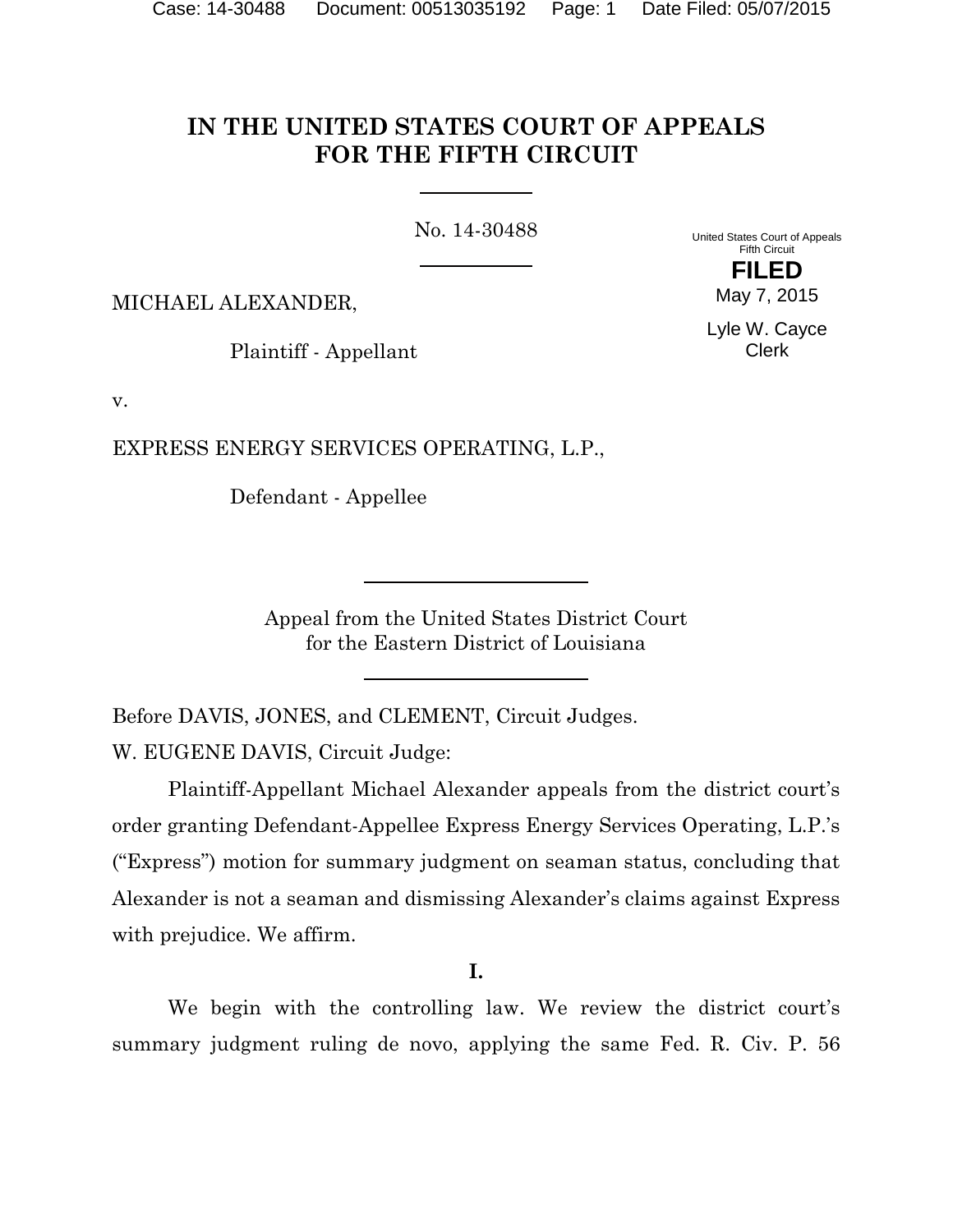# IN THE UNITED STATES COURT OF APPEALS FOR THE FIFTH CIRCUIT

No. 14-30488

United States Court of Appeals
Fifth Circuit

**FILED**

May 7, 2015

Lyle W. Cayce
Clerk

MICHAEL ALEXANDER,

Plaintiff - Appellant

v.

EXPRESS ENERGY SERVICES OPERATING, L.P.,

Defendant - Appellee

Appeal from the United States District Court
for the Eastern District of Louisiana

Before DAVIS, JONES, and CLEMENT, Circuit Judges.

W. EUGENE DAVIS, Circuit Judge:

Plaintiff-Appellant Michael Alexander appeals from the district court's order granting Defendant-Appellee Express Energy Services Operating, L.P.'s ("Express") motion for summary judgment on seaman status, concluding that Alexander is not a seaman and dismissing Alexander's claims against Express with prejudice. We affirm.

**I.**

We begin with the controlling law. We review the district court's summary judgment ruling de novo, applying the same Fed. R. Civ. P. 56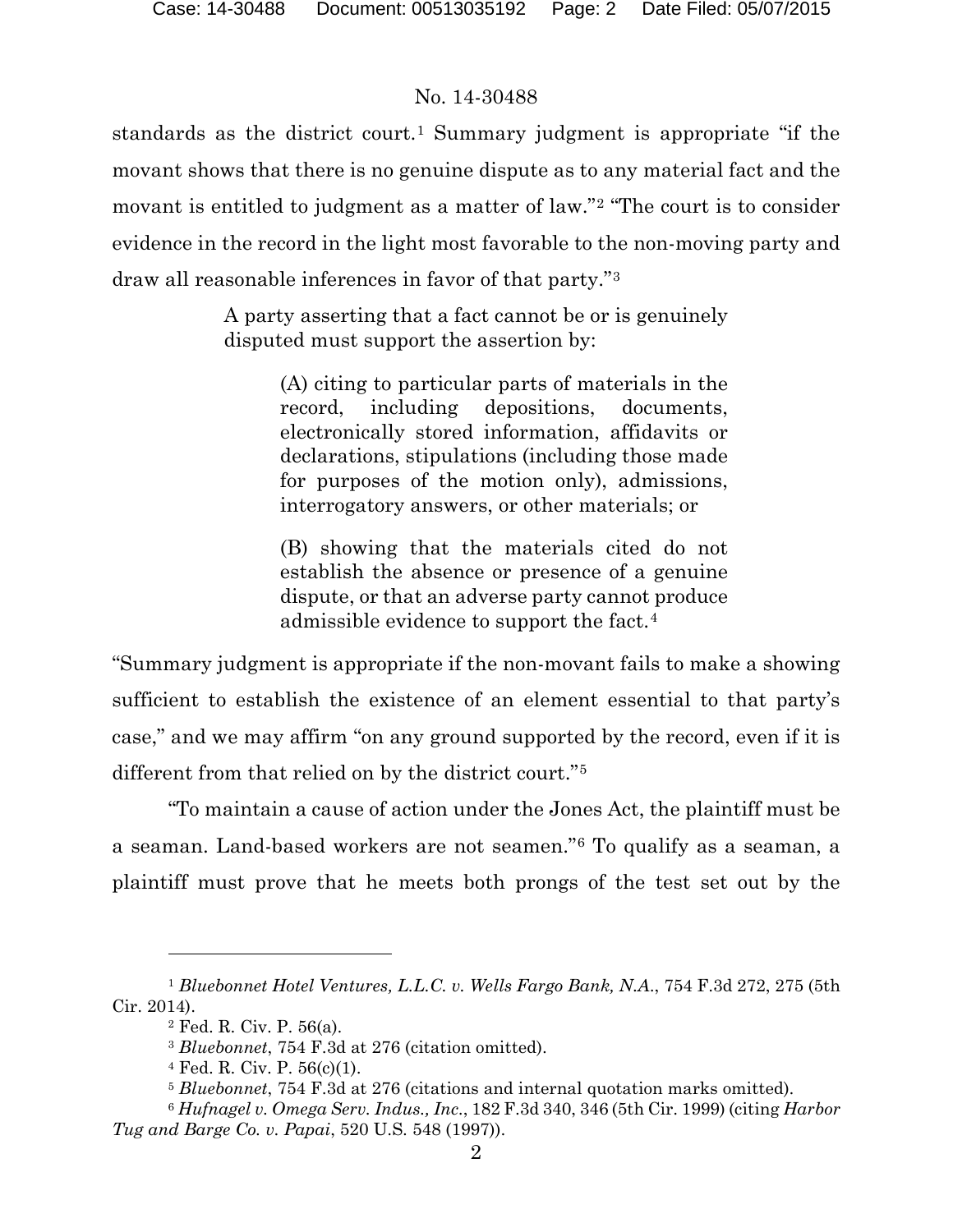standards as the district court.[1] Summary judgment is appropriate "if the movant shows that there is no genuine dispute as to any material fact and the movant is entitled to judgment as a matter of law."[2] "The court is to consider evidence in the record in the light most favorable to the non-moving party and draw all reasonable inferences in favor of that party."[3]

> A party asserting that a fact cannot be or is genuinely disputed must support the assertion by:
>
> > (A) citing to particular parts of materials in the record, including depositions, documents, electronically stored information, affidavits or declarations, stipulations (including those made for purposes of the motion only), admissions, interrogatory answers, or other materials; or
> >
> > (B) showing that the materials cited do not establish the absence or presence of a genuine dispute, or that an adverse party cannot produce admissible evidence to support the fact.[4]

"Summary judgment is appropriate if the non-movant fails to make a showing sufficient to establish the existence of an element essential to that party's case," and we may affirm "on any ground supported by the record, even if it is different from that relied on by the district court."[5]

"To maintain a cause of action under the Jones Act, the plaintiff must be a seaman. Land-based workers are not seamen."[6] To qualify as a seaman, a plaintiff must prove that he meets both prongs of the test set out by the

---

[1] *Bluebonnet Hotel Ventures, L.L.C. v. Wells Fargo Bank, N.A.*, 754 F.3d 272, 275 (5th Cir. 2014).

[2] Fed. R. Civ. P. 56(a).

[3] *Bluebonnet*, 754 F.3d at 276 (citation omitted).

[4] Fed. R. Civ. P. 56(c)(1).

[5] *Bluebonnet*, 754 F.3d at 276 (citations and internal quotation marks omitted).

[6] *Hufnagel v. Omega Serv. Indus., Inc.*, 182 F.3d 340, 346 (5th Cir. 1999) (citing *Harbor Tug and Barge Co. v. Papai*, 520 U.S. 548 (1997)).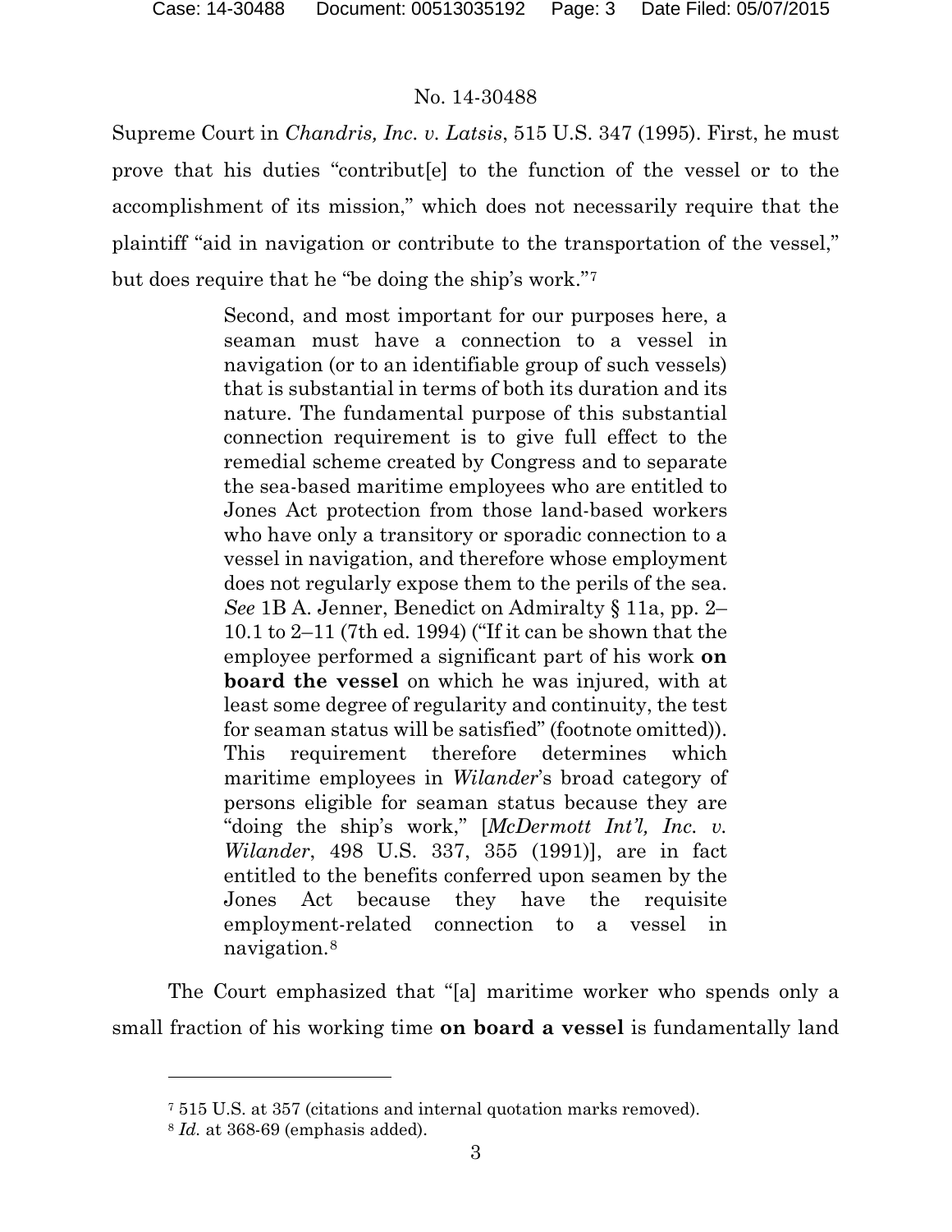Supreme Court in *Chandris, Inc. v. Latsis*, 515 U.S. 347 (1995). First, he must prove that his duties "contribut[e] to the function of the vessel or to the accomplishment of its mission," which does not necessarily require that the plaintiff "aid in navigation or contribute to the transportation of the vessel," but does require that he "be doing the ship's work."[7]

> Second, and most important for our purposes here, a seaman must have a connection to a vessel in navigation (or to an identifiable group of such vessels) that is substantial in terms of both its duration and its nature. The fundamental purpose of this substantial connection requirement is to give full effect to the remedial scheme created by Congress and to separate the sea-based maritime employees who are entitled to Jones Act protection from those land-based workers who have only a transitory or sporadic connection to a vessel in navigation, and therefore whose employment does not regularly expose them to the perils of the sea. *See* 1B A. Jenner, Benedict on Admiralty § 11a, pp. 2–10.1 to 2–11 (7th ed. 1994) ("If it can be shown that the employee performed a significant part of his work **on board the vessel** on which he was injured, with at least some degree of regularity and continuity, the test for seaman status will be satisfied" (footnote omitted)). This requirement therefore determines which maritime employees in *Wilander*'s broad category of persons eligible for seaman status because they are "doing the ship's work," [*McDermott Int'l, Inc. v. Wilander*, 498 U.S. 337, 355 (1991)], are in fact entitled to the benefits conferred upon seamen by the Jones Act because they have the requisite employment-related connection to a vessel in navigation.[8]

The Court emphasized that "[a] maritime worker who spends only a small fraction of his working time **on board a vessel** is fundamentally land

---

[7] 515 U.S. at 357 (citations and internal quotation marks removed).

[8] *Id.* at 368-69 (emphasis added).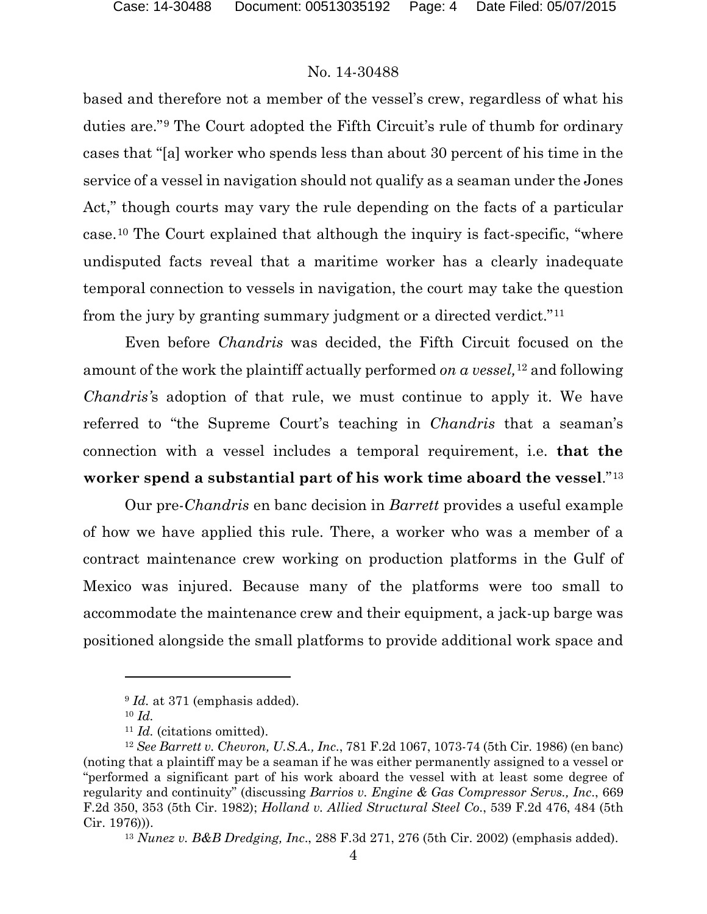based and therefore not a member of the vessel's crew, regardless of what his duties are."[9] The Court adopted the Fifth Circuit's rule of thumb for ordinary cases that "[a] worker who spends less than about 30 percent of his time in the service of a vessel in navigation should not qualify as a seaman under the Jones Act," though courts may vary the rule depending on the facts of a particular case.[10] The Court explained that although the inquiry is fact-specific, "where undisputed facts reveal that a maritime worker has a clearly inadequate temporal connection to vessels in navigation, the court may take the question from the jury by granting summary judgment or a directed verdict."[11]

Even before *Chandris* was decided, the Fifth Circuit focused on the amount of the work the plaintiff actually performed *on a vessel,*[12] and following *Chandris's* adoption of that rule, we must continue to apply it. We have referred to "the Supreme Court's teaching in *Chandris* that a seaman's connection with a vessel includes a temporal requirement, i.e. **that the worker spend a substantial part of his work time aboard the vessel**."[13]

Our pre-*Chandris* en banc decision in *Barrett* provides a useful example of how we have applied this rule. There, a worker who was a member of a contract maintenance crew working on production platforms in the Gulf of Mexico was injured. Because many of the platforms were too small to accommodate the maintenance crew and their equipment, a jack-up barge was positioned alongside the small platforms to provide additional work space and

---

[9] *Id.* at 371 (emphasis added).

[10] *Id.*

[11] *Id.* (citations omitted).

[12] *See Barrett v. Chevron, U.S.A., Inc.*, 781 F.2d 1067, 1073-74 (5th Cir. 1986) (en banc) (noting that a plaintiff may be a seaman if he was either permanently assigned to a vessel or "performed a significant part of his work aboard the vessel with at least some degree of regularity and continuity" (discussing *Barrios v. Engine & Gas Compressor Servs., Inc.*, 669 F.2d 350, 353 (5th Cir. 1982); *Holland v. Allied Structural Steel Co.*, 539 F.2d 476, 484 (5th Cir. 1976))).

[13] *Nunez v. B&B Dredging, Inc.*, 288 F.3d 271, 276 (5th Cir. 2002) (emphasis added).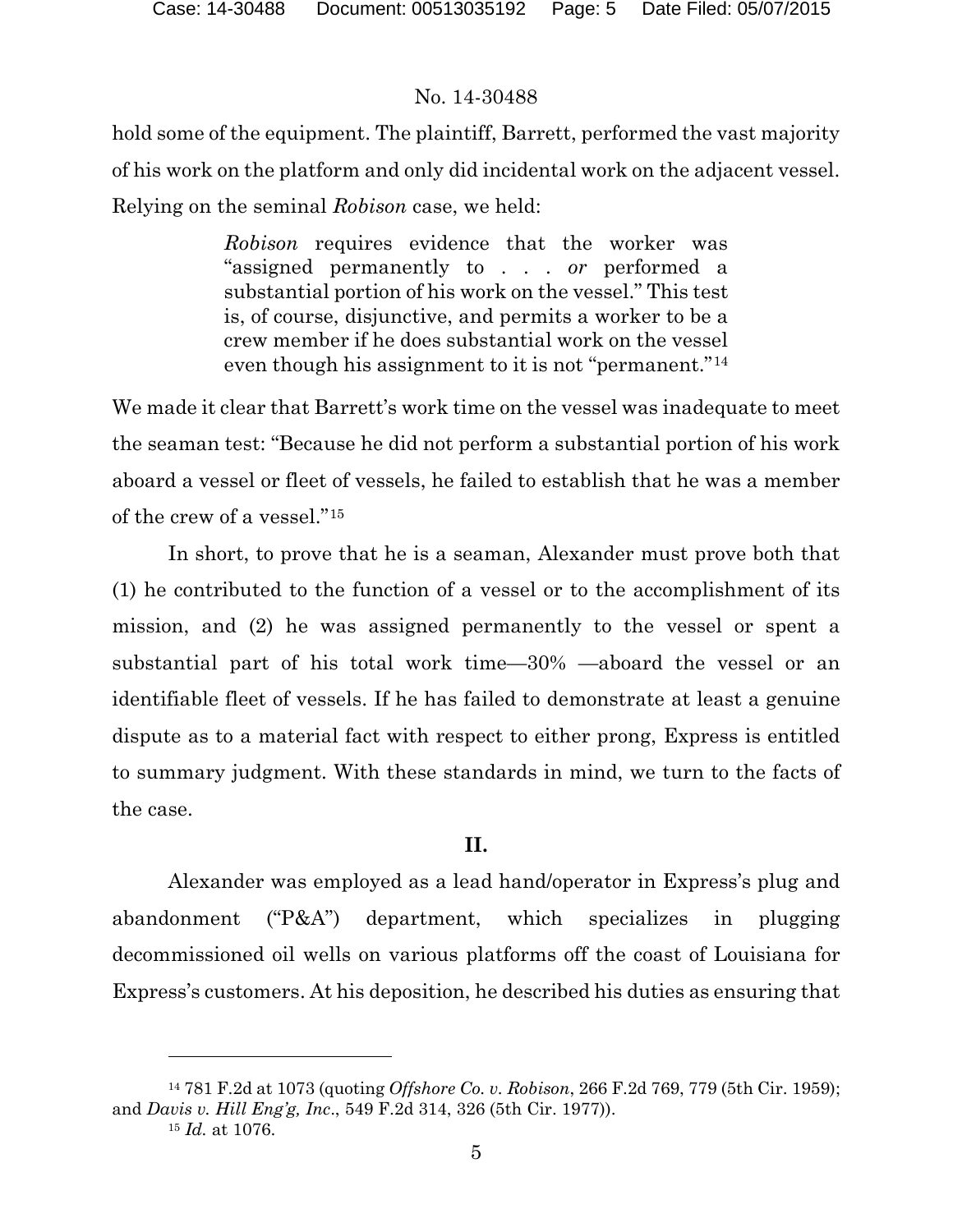hold some of the equipment. The plaintiff, Barrett, performed the vast majority of his work on the platform and only did incidental work on the adjacent vessel. Relying on the seminal *Robison* case, we held:

> *Robison* requires evidence that the worker was "assigned permanently to . . . *or* performed a substantial portion of his work on the vessel." This test is, of course, disjunctive, and permits a worker to be a crew member if he does substantial work on the vessel even though his assignment to it is not "permanent."[14]

We made it clear that Barrett's work time on the vessel was inadequate to meet the seaman test: "Because he did not perform a substantial portion of his work aboard a vessel or fleet of vessels, he failed to establish that he was a member of the crew of a vessel."[15]

In short, to prove that he is a seaman, Alexander must prove both that (1) he contributed to the function of a vessel or to the accomplishment of its mission, and (2) he was assigned permanently to the vessel or spent a substantial part of his total work time—30% —aboard the vessel or an identifiable fleet of vessels. If he has failed to demonstrate at least a genuine dispute as to a material fact with respect to either prong, Express is entitled to summary judgment. With these standards in mind, we turn to the facts of the case.

## II.

Alexander was employed as a lead hand/operator in Express's plug and abandonment ("P&A") department, which specializes in plugging decommissioned oil wells on various platforms off the coast of Louisiana for Express's customers. At his deposition, he described his duties as ensuring that

---

[14] 781 F.2d at 1073 (quoting *Offshore Co. v. Robison*, 266 F.2d 769, 779 (5th Cir. 1959); and *Davis v. Hill Eng'g, Inc*., 549 F.2d 314, 326 (5th Cir. 1977)).

[15] *Id.* at 1076.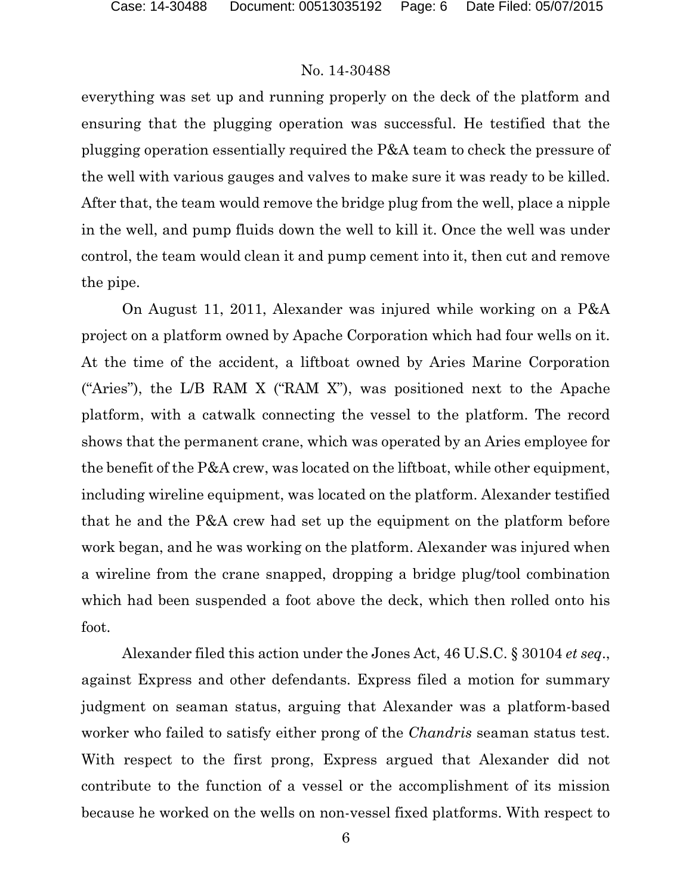everything was set up and running properly on the deck of the platform and ensuring that the plugging operation was successful. He testified that the plugging operation essentially required the P&A team to check the pressure of the well with various gauges and valves to make sure it was ready to be killed. After that, the team would remove the bridge plug from the well, place a nipple in the well, and pump fluids down the well to kill it. Once the well was under control, the team would clean it and pump cement into it, then cut and remove the pipe.

On August 11, 2011, Alexander was injured while working on a P&A project on a platform owned by Apache Corporation which had four wells on it. At the time of the accident, a liftboat owned by Aries Marine Corporation ("Aries"), the L/B RAM X ("RAM X"), was positioned next to the Apache platform, with a catwalk connecting the vessel to the platform. The record shows that the permanent crane, which was operated by an Aries employee for the benefit of the P&A crew, was located on the liftboat, while other equipment, including wireline equipment, was located on the platform. Alexander testified that he and the P&A crew had set up the equipment on the platform before work began, and he was working on the platform. Alexander was injured when a wireline from the crane snapped, dropping a bridge plug/tool combination which had been suspended a foot above the deck, which then rolled onto his foot.

Alexander filed this action under the Jones Act, 46 U.S.C. § 30104 *et seq*., against Express and other defendants. Express filed a motion for summary judgment on seaman status, arguing that Alexander was a platform-based worker who failed to satisfy either prong of the *Chandris* seaman status test. With respect to the first prong, Express argued that Alexander did not contribute to the function of a vessel or the accomplishment of its mission because he worked on the wells on non-vessel fixed platforms. With respect to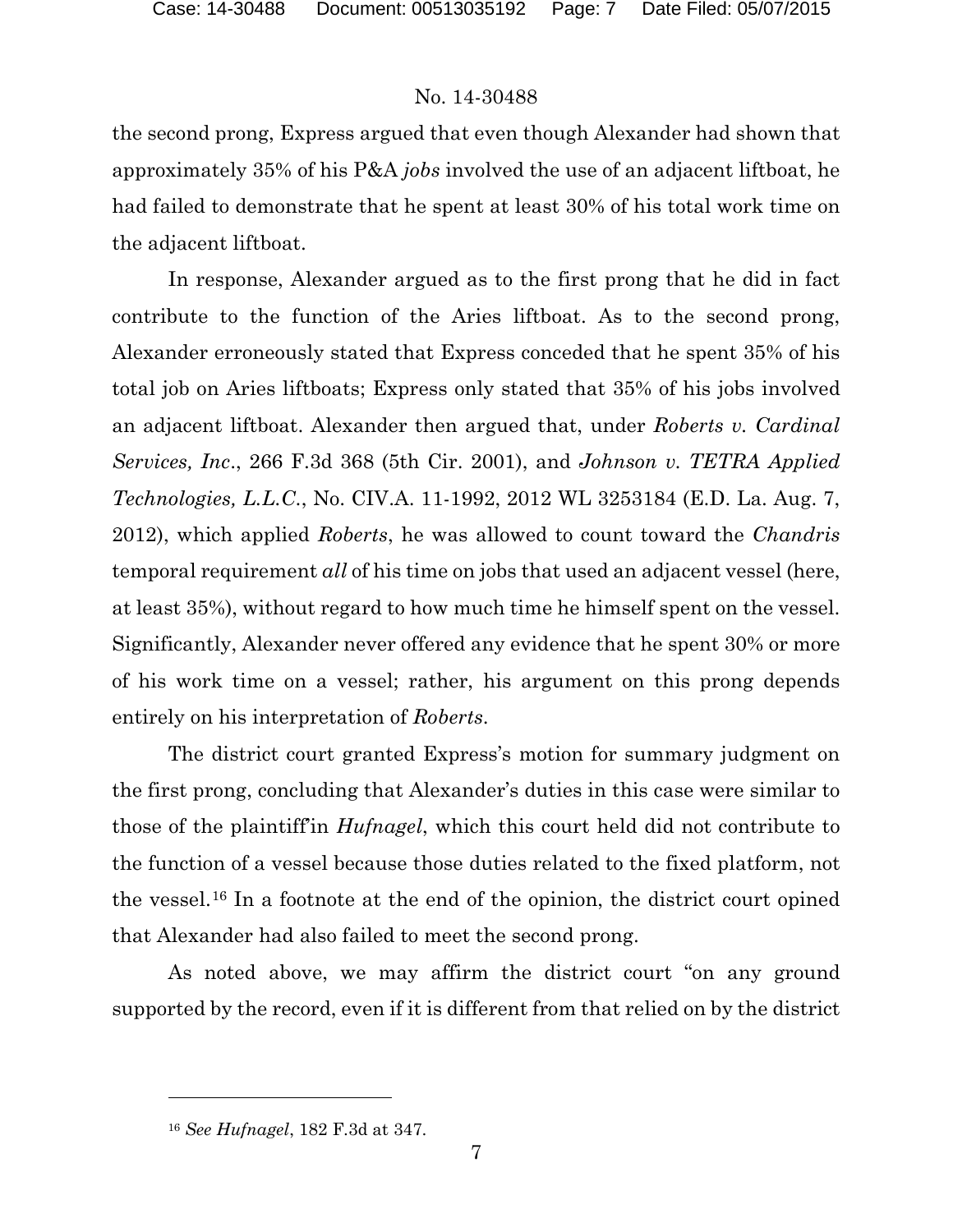the second prong, Express argued that even though Alexander had shown that approximately 35% of his P&A *jobs* involved the use of an adjacent liftboat, he had failed to demonstrate that he spent at least 30% of his total work time on the adjacent liftboat.

In response, Alexander argued as to the first prong that he did in fact contribute to the function of the Aries liftboat. As to the second prong, Alexander erroneously stated that Express conceded that he spent 35% of his total job on Aries liftboats; Express only stated that 35% of his jobs involved an adjacent liftboat. Alexander then argued that, under *Roberts v. Cardinal Services, Inc*., 266 F.3d 368 (5th Cir. 2001), and *Johnson v. TETRA Applied Technologies, L.L.C*., No. CIV.A. 11-1992, 2012 WL 3253184 (E.D. La. Aug. 7, 2012), which applied *Roberts*, he was allowed to count toward the *Chandris* temporal requirement *all* of his time on jobs that used an adjacent vessel (here, at least 35%), without regard to how much time he himself spent on the vessel. Significantly, Alexander never offered any evidence that he spent 30% or more of his work time on a vessel; rather, his argument on this prong depends entirely on his interpretation of *Roberts*.

The district court granted Express's motion for summary judgment on the first prong, concluding that Alexander's duties in this case were similar to those of the plaintiff in *Hufnagel*, which this court held did not contribute to the function of a vessel because those duties related to the fixed platform, not the vessel.[16] In a footnote at the end of the opinion, the district court opined that Alexander had also failed to meet the second prong.

As noted above, we may affirm the district court "on any ground supported by the record, even if it is different from that relied on by the district

---

[16] *See Hufnagel*, 182 F.3d at 347.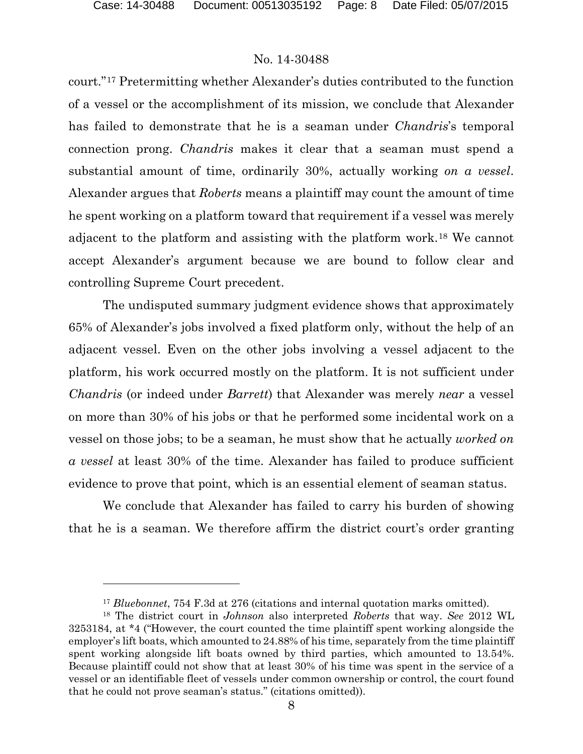court."[17] Pretermitting whether Alexander's duties contributed to the function of a vessel or the accomplishment of its mission, we conclude that Alexander has failed to demonstrate that he is a seaman under *Chandris*'s temporal connection prong. *Chandris* makes it clear that a seaman must spend a substantial amount of time, ordinarily 30%, actually working *on a vessel*. Alexander argues that *Roberts* means a plaintiff may count the amount of time he spent working on a platform toward that requirement if a vessel was merely adjacent to the platform and assisting with the platform work.[18] We cannot accept Alexander's argument because we are bound to follow clear and controlling Supreme Court precedent.

The undisputed summary judgment evidence shows that approximately 65% of Alexander's jobs involved a fixed platform only, without the help of an adjacent vessel. Even on the other jobs involving a vessel adjacent to the platform, his work occurred mostly on the platform. It is not sufficient under *Chandris* (or indeed under *Barrett*) that Alexander was merely *near* a vessel on more than 30% of his jobs or that he performed some incidental work on a vessel on those jobs; to be a seaman, he must show that he actually *worked on a vessel* at least 30% of the time. Alexander has failed to produce sufficient evidence to prove that point, which is an essential element of seaman status.

We conclude that Alexander has failed to carry his burden of showing that he is a seaman. We therefore affirm the district court's order granting

---

[17] *Bluebonnet*, 754 F.3d at 276 (citations and internal quotation marks omitted).

[18] The district court in *Johnson* also interpreted *Roberts* that way. *See* 2012 WL 3253184, at *4 ("However, the court counted the time plaintiff spent working alongside the employer's lift boats, which amounted to 24.88% of his time, separately from the time plaintiff spent working alongside lift boats owned by third parties, which amounted to 13.54%. Because plaintiff could not show that at least 30% of his time was spent in the service of a vessel or an identifiable fleet of vessels under common ownership or control, the court found that he could not prove seaman's status." (citations omitted)).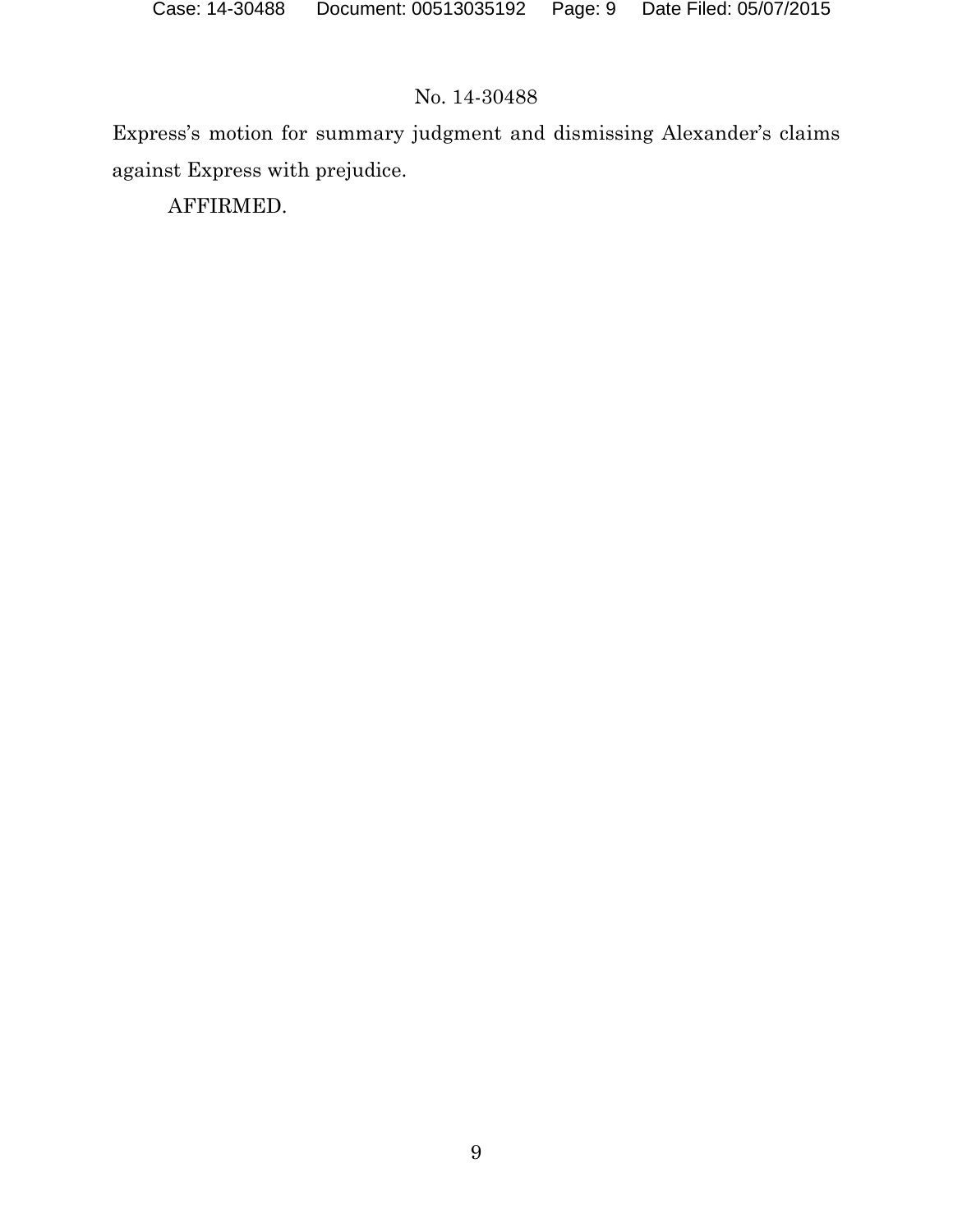Express's motion for summary judgment and dismissing Alexander's claims against Express with prejudice.

AFFIRMED.